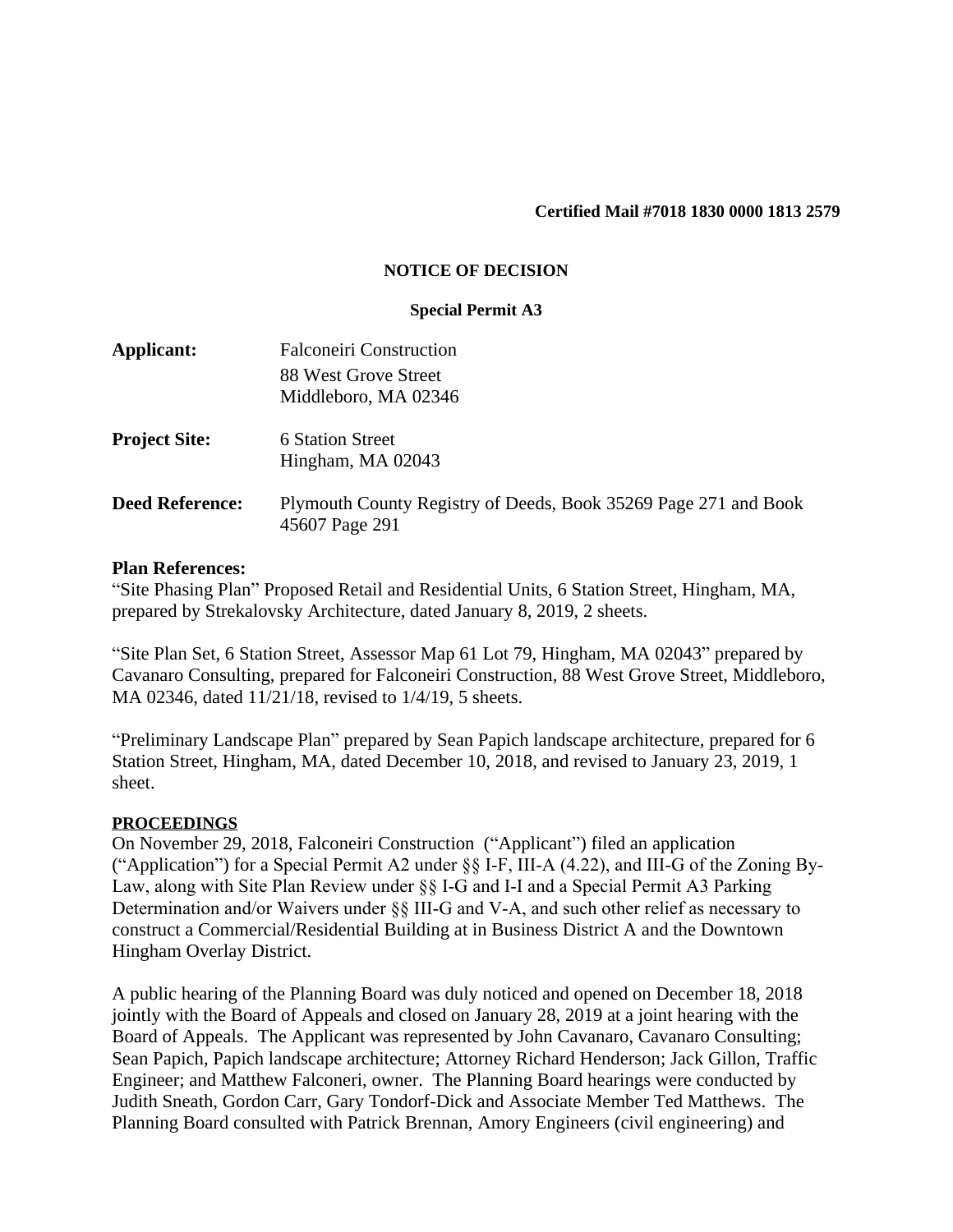**Certified Mail #7018 1830 0000 1813 2579**

**NOTICE OF DECISION**

**Special Permit A3**

**Applicant:** Falconeiri Construction
88 West Grove Street
Middleboro, MA 02346

**Project Site:** 6 Station Street
Hingham, MA 02043

**Deed Reference:** Plymouth County Registry of Deeds, Book 35269 Page 271 and Book 45607 Page 291

**Plan References:**
"Site Phasing Plan" Proposed Retail and Residential Units, 6 Station Street, Hingham, MA, prepared by Strekalovsky Architecture, dated January 8, 2019, 2 sheets.

"Site Plan Set, 6 Station Street, Assessor Map 61 Lot 79, Hingham, MA 02043" prepared by Cavanaro Consulting, prepared for Falconeiri Construction, 88 West Grove Street, Middleboro, MA 02346, dated 11/21/18, revised to 1/4/19, 5 sheets.

"Preliminary Landscape Plan" prepared by Sean Papich landscape architecture, prepared for 6 Station Street, Hingham, MA, dated December 10, 2018, and revised to January 23, 2019, 1 sheet.

**PROCEEDINGS**
On November 29, 2018, Falconeiri Construction ("Applicant") filed an application ("Application") for a Special Permit A2 under §§ I-F, III-A (4.22), and III-G of the Zoning By-Law, along with Site Plan Review under §§ I-G and I-I and a Special Permit A3 Parking Determination and/or Waivers under §§ III-G and V-A, and such other relief as necessary to construct a Commercial/Residential Building at in Business District A and the Downtown Hingham Overlay District.

A public hearing of the Planning Board was duly noticed and opened on December 18, 2018 jointly with the Board of Appeals and closed on January 28, 2019 at a joint hearing with the Board of Appeals. The Applicant was represented by John Cavanaro, Cavanaro Consulting; Sean Papich, Papich landscape architecture; Attorney Richard Henderson; Jack Gillon, Traffic Engineer; and Matthew Falconeri, owner. The Planning Board hearings were conducted by Judith Sneath, Gordon Carr, Gary Tondorf-Dick and Associate Member Ted Matthews. The Planning Board consulted with Patrick Brennan, Amory Engineers (civil engineering) and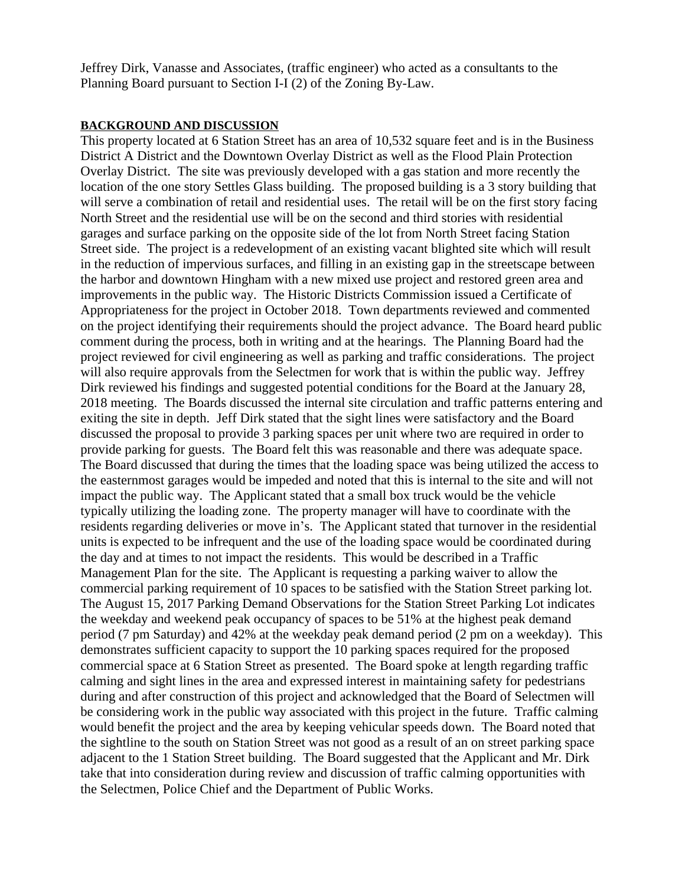Jeffrey Dirk, Vanasse and Associates, (traffic engineer) who acted as a consultants to the Planning Board pursuant to Section I-I (2) of the Zoning By-Law.

**BACKGROUND AND DISCUSSION**

This property located at 6 Station Street has an area of 10,532 square feet and is in the Business District A District and the Downtown Overlay District as well as the Flood Plain Protection Overlay District. The site was previously developed with a gas station and more recently the location of the one story Settles Glass building. The proposed building is a 3 story building that will serve a combination of retail and residential uses. The retail will be on the first story facing North Street and the residential use will be on the second and third stories with residential garages and surface parking on the opposite side of the lot from North Street facing Station Street side. The project is a redevelopment of an existing vacant blighted site which will result in the reduction of impervious surfaces, and filling in an existing gap in the streetscape between the harbor and downtown Hingham with a new mixed use project and restored green area and improvements in the public way. The Historic Districts Commission issued a Certificate of Appropriateness for the project in October 2018. Town departments reviewed and commented on the project identifying their requirements should the project advance. The Board heard public comment during the process, both in writing and at the hearings. The Planning Board had the project reviewed for civil engineering as well as parking and traffic considerations. The project will also require approvals from the Selectmen for work that is within the public way. Jeffrey Dirk reviewed his findings and suggested potential conditions for the Board at the January 28, 2018 meeting. The Boards discussed the internal site circulation and traffic patterns entering and exiting the site in depth. Jeff Dirk stated that the sight lines were satisfactory and the Board discussed the proposal to provide 3 parking spaces per unit where two are required in order to provide parking for guests. The Board felt this was reasonable and there was adequate space. The Board discussed that during the times that the loading space was being utilized the access to the easternmost garages would be impeded and noted that this is internal to the site and will not impact the public way. The Applicant stated that a small box truck would be the vehicle typically utilizing the loading zone. The property manager will have to coordinate with the residents regarding deliveries or move in's. The Applicant stated that turnover in the residential units is expected to be infrequent and the use of the loading space would be coordinated during the day and at times to not impact the residents. This would be described in a Traffic Management Plan for the site. The Applicant is requesting a parking waiver to allow the commercial parking requirement of 10 spaces to be satisfied with the Station Street parking lot. The August 15, 2017 Parking Demand Observations for the Station Street Parking Lot indicates the weekday and weekend peak occupancy of spaces to be 51% at the highest peak demand period (7 pm Saturday) and 42% at the weekday peak demand period (2 pm on a weekday). This demonstrates sufficient capacity to support the 10 parking spaces required for the proposed commercial space at 6 Station Street as presented. The Board spoke at length regarding traffic calming and sight lines in the area and expressed interest in maintaining safety for pedestrians during and after construction of this project and acknowledged that the Board of Selectmen will be considering work in the public way associated with this project in the future. Traffic calming would benefit the project and the area by keeping vehicular speeds down. The Board noted that the sightline to the south on Station Street was not good as a result of an on street parking space adjacent to the 1 Station Street building. The Board suggested that the Applicant and Mr. Dirk take that into consideration during review and discussion of traffic calming opportunities with the Selectmen, Police Chief and the Department of Public Works.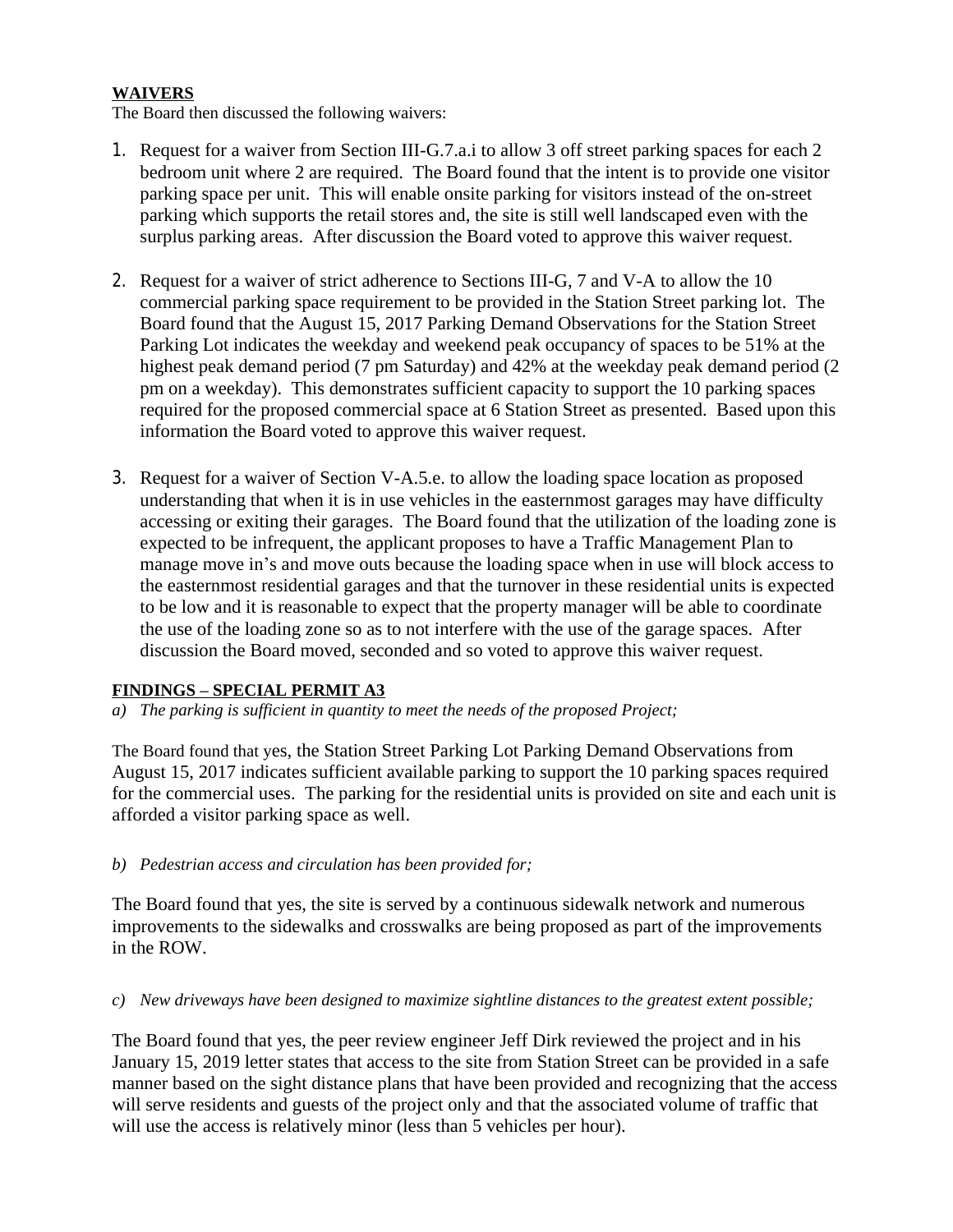**WAIVERS**

The Board then discussed the following waivers:

1. Request for a waiver from Section III-G.7.a.i to allow 3 off street parking spaces for each 2 bedroom unit where 2 are required. The Board found that the intent is to provide one visitor parking space per unit. This will enable onsite parking for visitors instead of the on-street parking which supports the retail stores and, the site is still well landscaped even with the surplus parking areas. After discussion the Board voted to approve this waiver request.

2. Request for a waiver of strict adherence to Sections III-G, 7 and V-A to allow the 10 commercial parking space requirement to be provided in the Station Street parking lot. The Board found that the August 15, 2017 Parking Demand Observations for the Station Street Parking Lot indicates the weekday and weekend peak occupancy of spaces to be 51% at the highest peak demand period (7 pm Saturday) and 42% at the weekday peak demand period (2 pm on a weekday). This demonstrates sufficient capacity to support the 10 parking spaces required for the proposed commercial space at 6 Station Street as presented. Based upon this information the Board voted to approve this waiver request.

3. Request for a waiver of Section V-A.5.e. to allow the loading space location as proposed understanding that when it is in use vehicles in the easternmost garages may have difficulty accessing or exiting their garages. The Board found that the utilization of the loading zone is expected to be infrequent, the applicant proposes to have a Traffic Management Plan to manage move in's and move outs because the loading space when in use will block access to the easternmost residential garages and that the turnover in these residential units is expected to be low and it is reasonable to expect that the property manager will be able to coordinate the use of the loading zone so as to not interfere with the use of the garage spaces. After discussion the Board moved, seconded and so voted to approve this waiver request.

**FINDINGS – SPECIAL PERMIT A3**

*a) The parking is sufficient in quantity to meet the needs of the proposed Project;*

The Board found that yes, the Station Street Parking Lot Parking Demand Observations from August 15, 2017 indicates sufficient available parking to support the 10 parking spaces required for the commercial uses. The parking for the residential units is provided on site and each unit is afforded a visitor parking space as well.

*b) Pedestrian access and circulation has been provided for;*

The Board found that yes, the site is served by a continuous sidewalk network and numerous improvements to the sidewalks and crosswalks are being proposed as part of the improvements in the ROW.

*c) New driveways have been designed to maximize sightline distances to the greatest extent possible;*

The Board found that yes, the peer review engineer Jeff Dirk reviewed the project and in his January 15, 2019 letter states that access to the site from Station Street can be provided in a safe manner based on the sight distance plans that have been provided and recognizing that the access will serve residents and guests of the project only and that the associated volume of traffic that will use the access is relatively minor (less than 5 vehicles per hour).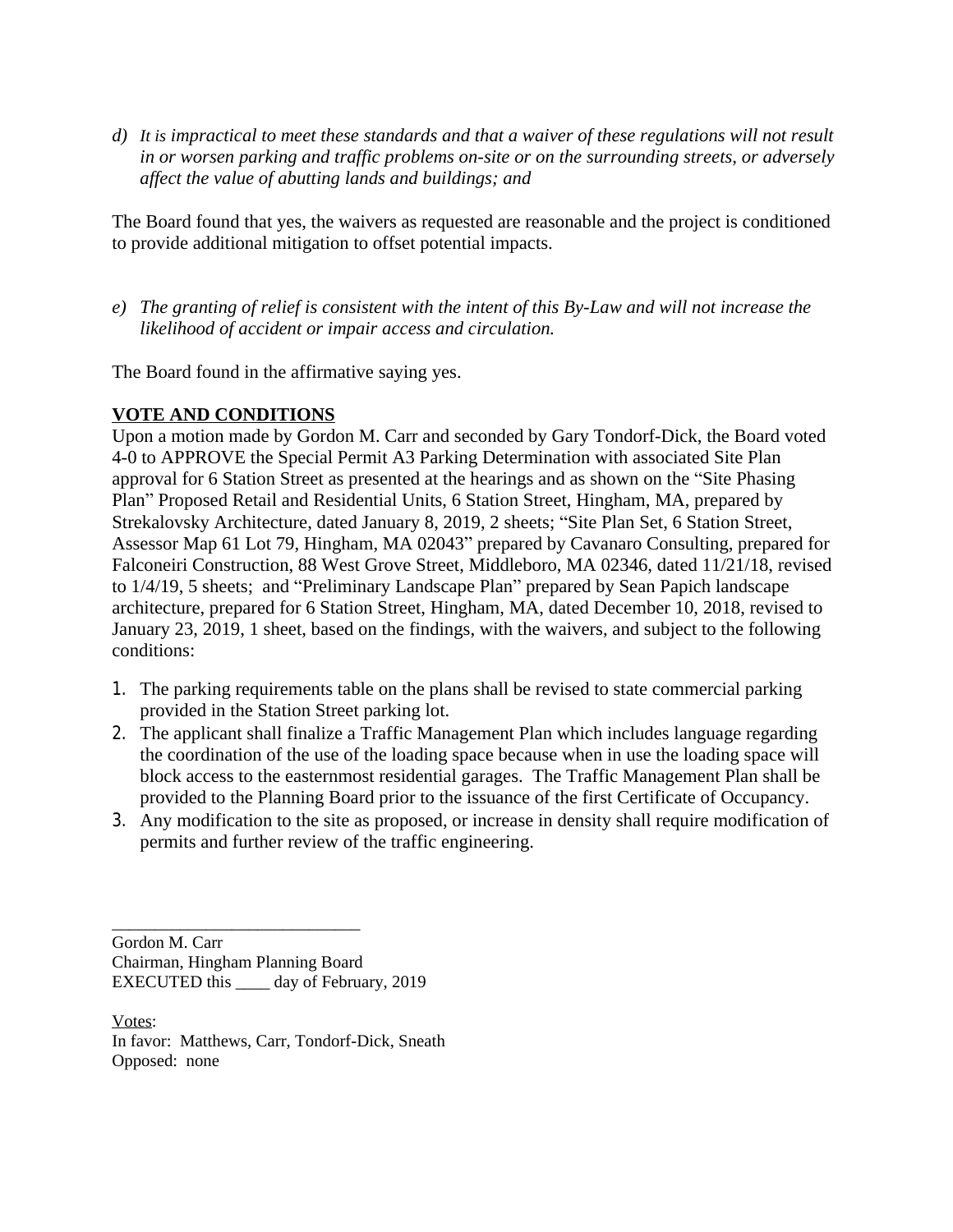*d) It is impractical to meet these standards and that a waiver of these regulations will not result in or worsen parking and traffic problems on-site or on the surrounding streets, or adversely affect the value of abutting lands and buildings; and*

The Board found that yes, the waivers as requested are reasonable and the project is conditioned to provide additional mitigation to offset potential impacts.

*e) The granting of relief is consistent with the intent of this By-Law and will not increase the likelihood of accident or impair access and circulation.*

The Board found in the affirmative saying yes.

**VOTE AND CONDITIONS**

Upon a motion made by Gordon M. Carr and seconded by Gary Tondorf-Dick, the Board voted 4-0 to APPROVE the Special Permit A3 Parking Determination with associated Site Plan approval for 6 Station Street as presented at the hearings and as shown on the "Site Phasing Plan" Proposed Retail and Residential Units, 6 Station Street, Hingham, MA, prepared by Strekalovsky Architecture, dated January 8, 2019, 2 sheets; "Site Plan Set, 6 Station Street, Assessor Map 61 Lot 79, Hingham, MA 02043" prepared by Cavanaro Consulting, prepared for Falconeiri Construction, 88 West Grove Street, Middleboro, MA 02346, dated 11/21/18, revised to 1/4/19, 5 sheets; and "Preliminary Landscape Plan" prepared by Sean Papich landscape architecture, prepared for 6 Station Street, Hingham, MA, dated December 10, 2018, revised to January 23, 2019, 1 sheet, based on the findings, with the waivers, and subject to the following conditions:

1. The parking requirements table on the plans shall be revised to state commercial parking provided in the Station Street parking lot.
2. The applicant shall finalize a Traffic Management Plan which includes language regarding the coordination of the use of the loading space because when in use the loading space will block access to the easternmost residential garages. The Traffic Management Plan shall be provided to the Planning Board prior to the issuance of the first Certificate of Occupancy.
3. Any modification to the site as proposed, or increase in density shall require modification of permits and further review of the traffic engineering.

\_\_\_\_\_\_\_\_\_\_\_\_\_\_\_\_\_\_\_\_\_\_\_\_\_\_\_\_\_\_

Gordon M. Carr
Chairman, Hingham Planning Board
EXECUTED this \_\_\_\_ day of February, 2019

Votes:
In favor: Matthews, Carr, Tondorf-Dick, Sneath
Opposed: none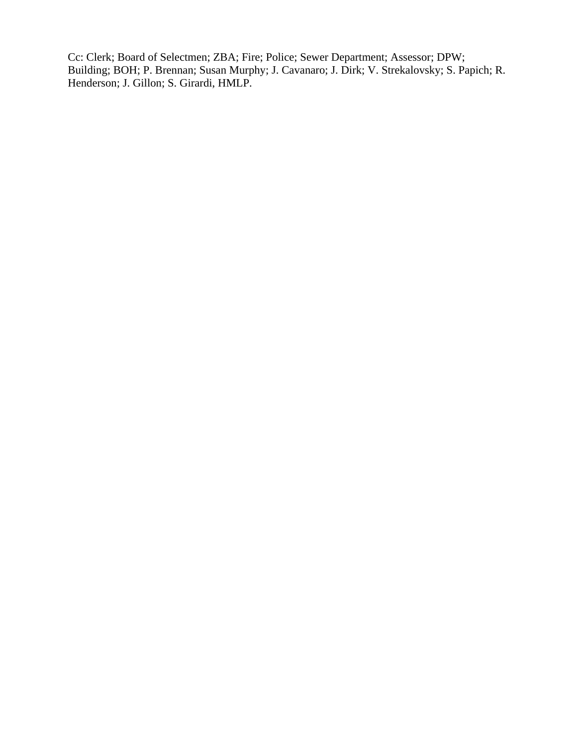Cc: Clerk; Board of Selectmen; ZBA; Fire; Police; Sewer Department; Assessor; DPW; Building; BOH; P. Brennan; Susan Murphy; J. Cavanaro; J. Dirk; V. Strekalovsky; S. Papich; R. Henderson; J. Gillon; S. Girardi, HMLP.